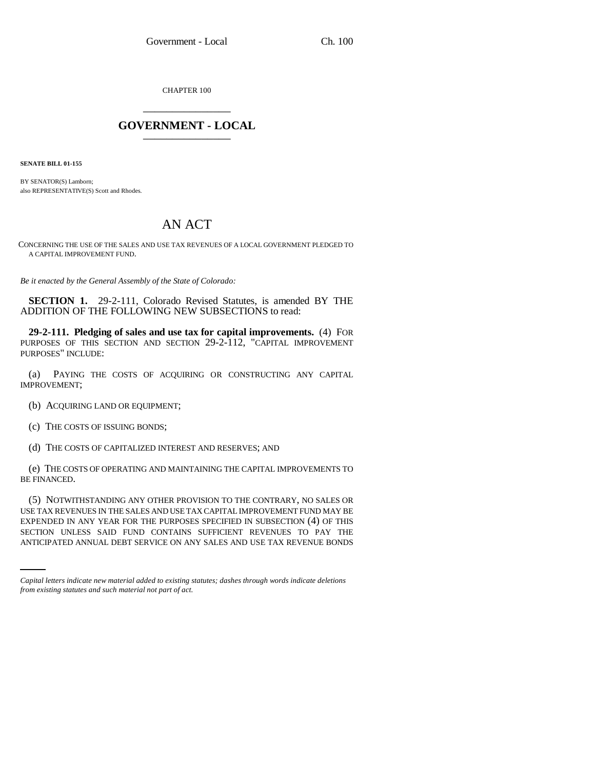CHAPTER 100

## GOVERNMENT - LOCAL

**SENATE BILL 01-155**

BY SENATOR(S) Lamborn;
also REPRESENTATIVE(S) Scott and Rhodes.

# AN ACT

CONCERNING THE USE OF THE SALES AND USE TAX REVENUES OF A LOCAL GOVERNMENT PLEDGED TO A CAPITAL IMPROVEMENT FUND.

*Be it enacted by the General Assembly of the State of Colorado:*

**SECTION 1.** 29-2-111, Colorado Revised Statutes, is amended BY THE ADDITION OF THE FOLLOWING NEW SUBSECTIONS to read:

**29-2-111. Pledging of sales and use tax for capital improvements.** (4) FOR PURPOSES OF THIS SECTION AND SECTION 29-2-112, "CAPITAL IMPROVEMENT PURPOSES" INCLUDE:

(a) PAYING THE COSTS OF ACQUIRING OR CONSTRUCTING ANY CAPITAL IMPROVEMENT;

(b) ACQUIRING LAND OR EQUIPMENT;

(c) THE COSTS OF ISSUING BONDS;

(d) THE COSTS OF CAPITALIZED INTEREST AND RESERVES; AND

(e) THE COSTS OF OPERATING AND MAINTAINING THE CAPITAL IMPROVEMENTS TO BE FINANCED.

(5) NOTWITHSTANDING ANY OTHER PROVISION TO THE CONTRARY, NO SALES OR USE TAX REVENUES IN THE SALES AND USE TAX CAPITAL IMPROVEMENT FUND MAY BE EXPENDED IN ANY YEAR FOR THE PURPOSES SPECIFIED IN SUBSECTION (4) OF THIS SECTION UNLESS SAID FUND CONTAINS SUFFICIENT REVENUES TO PAY THE ANTICIPATED ANNUAL DEBT SERVICE ON ANY SALES AND USE TAX REVENUE BONDS

*Capital letters indicate new material added to existing statutes; dashes through words indicate deletions from existing statutes and such material not part of act.*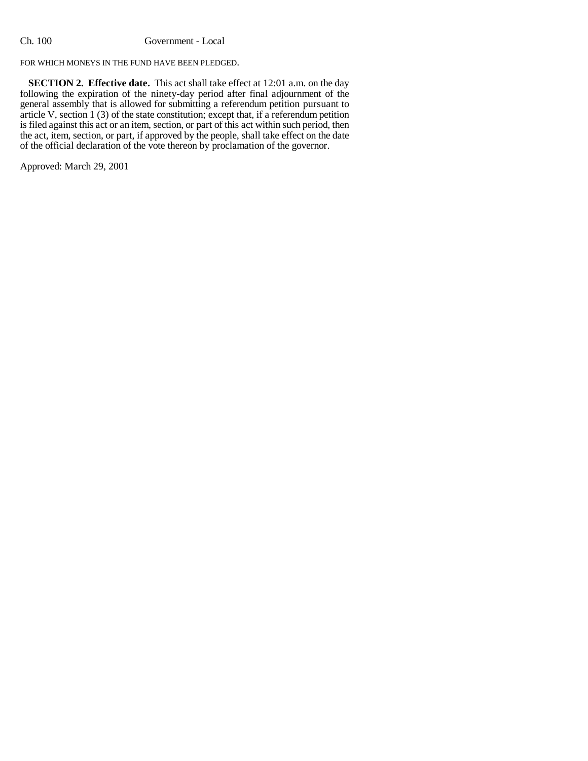FOR WHICH MONEYS IN THE FUND HAVE BEEN PLEDGED.

**SECTION 2. Effective date.** This act shall take effect at 12:01 a.m. on the day following the expiration of the ninety-day period after final adjournment of the general assembly that is allowed for submitting a referendum petition pursuant to article V, section 1 (3) of the state constitution; except that, if a referendum petition is filed against this act or an item, section, or part of this act within such period, then the act, item, section, or part, if approved by the people, shall take effect on the date of the official declaration of the vote thereon by proclamation of the governor.

Approved: March 29, 2001